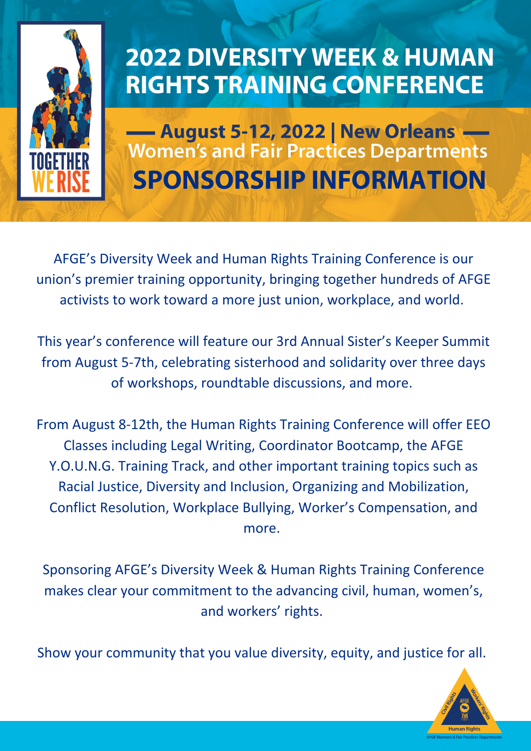# 2022 DIVERSITY WEEK & HUMAN RIGHTS TRAINING CONFERENCE

## — August 5-12, 2022 | New Orleans —

### Women's and Fair Practices Departments

# SPONSORSHIP INFORMATION

TOGETHER WE RISE

AFGE's Diversity Week and Human Rights Training Conference is our union's premier training opportunity, bringing together hundreds of AFGE activists to work toward a more just union, workplace, and world.

This year's conference will feature our 3rd Annual Sister's Keeper Summit from August 5-7th, celebrating sisterhood and solidarity over three days of workshops, roundtable discussions, and more.

From August 8-12th, the Human Rights Training Conference will offer EEO Classes including Legal Writing, Coordinator Bootcamp, the AFGE Y.O.U.N.G. Training Track, and other important training topics such as Racial Justice, Diversity and Inclusion, Organizing and Mobilization, Conflict Resolution, Workplace Bullying, Worker's Compensation, and more.

Sponsoring AFGE's Diversity Week & Human Rights Training Conference makes clear your commitment to the advancing civil, human, women's, and workers' rights.

Show your community that you value diversity, equity, and justice for all.

Civil Rights · Workers' Rights · Human Rights

AFGE Women's & Fair Practices Departments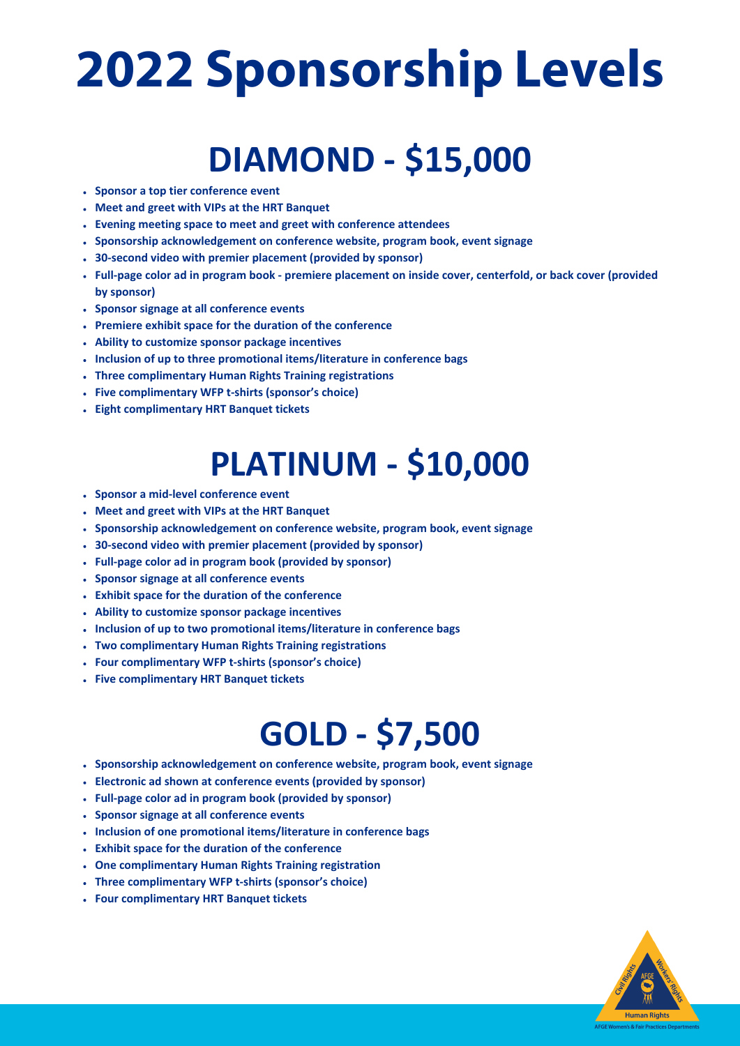# 2022 Sponsorship Levels

## DIAMOND - $15,000

- **Sponsor a top tier conference event**
- **Meet and greet with VIPs at the HRT Banquet**
- **Evening meeting space to meet and greet with conference attendees**
- **Sponsorship acknowledgement on conference website, program book, event signage**
- **30-second video with premier placement (provided by sponsor)**
- **Full-page color ad in program book - premiere placement on inside cover, centerfold, or back cover (provided by sponsor)**
- **Sponsor signage at all conference events**
- **Premiere exhibit space for the duration of the conference**
- **Ability to customize sponsor package incentives**
- **Inclusion of up to three promotional items/literature in conference bags**
- **Three complimentary Human Rights Training registrations**
- **Five complimentary WFP t-shirts (sponsor's choice)**
- **Eight complimentary HRT Banquet tickets**

## PLATINUM - $10,000

- **Sponsor a mid-level conference event**
- **Meet and greet with VIPs at the HRT Banquet**
- **Sponsorship acknowledgement on conference website, program book, event signage**
- **30-second video with premier placement (provided by sponsor)**
- **Full-page color ad in program book (provided by sponsor)**
- **Sponsor signage at all conference events**
- **Exhibit space for the duration of the conference**
- **Ability to customize sponsor package incentives**
- **Inclusion of up to two promotional items/literature in conference bags**
- **Two complimentary Human Rights Training registrations**
- **Four complimentary WFP t-shirts (sponsor's choice)**
- **Five complimentary HRT Banquet tickets**

## GOLD - $7,500

- **Sponsorship acknowledgement on conference website, program book, event signage**
- **Electronic ad shown at conference events (provided by sponsor)**
- **Full-page color ad in program book (provided by sponsor)**
- **Sponsor signage at all conference events**
- **Inclusion of one promotional items/literature in conference bags**
- **Exhibit space for the duration of the conference**
- **One complimentary Human Rights Training registration**
- **Three complimentary WFP t-shirts (sponsor's choice)**
- **Four complimentary HRT Banquet tickets**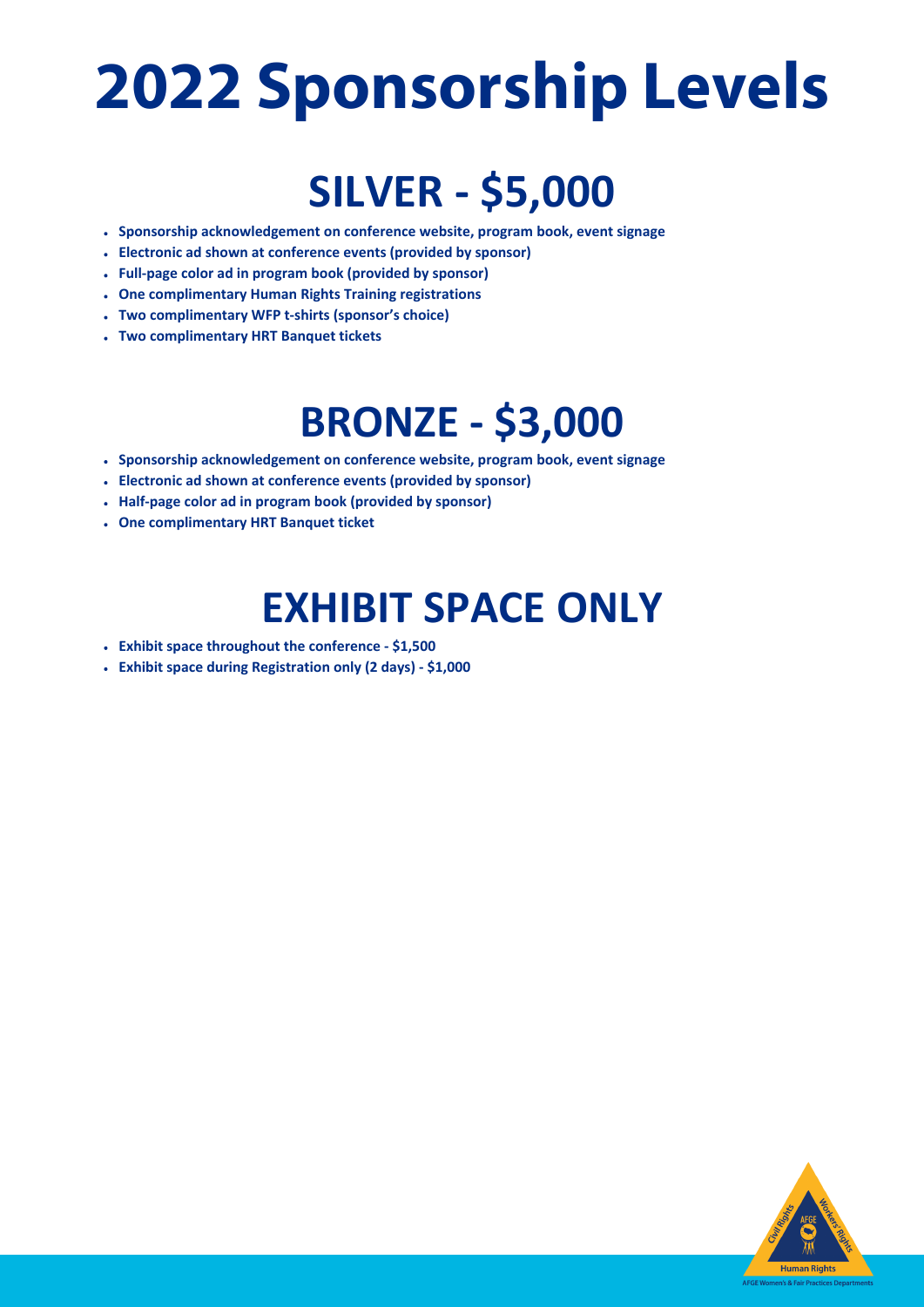# 2022 Sponsorship Levels

## SILVER - $5,000

- **Sponsorship acknowledgement on conference website, program book, event signage**
- **Electronic ad shown at conference events (provided by sponsor)**
- **Full-page color ad in program book (provided by sponsor)**
- **One complimentary Human Rights Training registrations**
- **Two complimentary WFP t-shirts (sponsor's choice)**
- **Two complimentary HRT Banquet tickets**

## BRONZE - $3,000

- **Sponsorship acknowledgement on conference website, program book, event signage**
- **Electronic ad shown at conference events (provided by sponsor)**
- **Half-page color ad in program book (provided by sponsor)**
- **One complimentary HRT Banquet ticket**

## EXHIBIT SPACE ONLY

- **Exhibit space throughout the conference - $1,500**
- **Exhibit space during Registration only (2 days) - $1,000**

Civil Rights · AFGE · Workers' Rights · Human Rights
AFGE Women's & Fair Practices Departments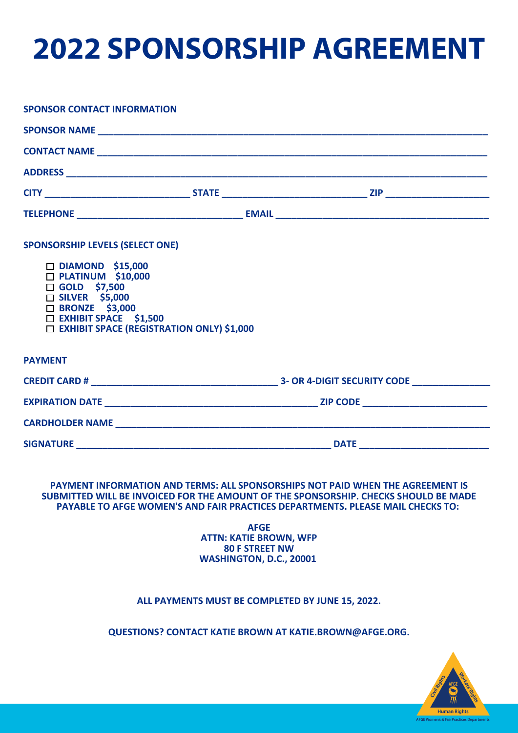# 2022 SPONSORSHIP AGREEMENT

**SPONSOR CONTACT INFORMATION**

**SPONSOR NAME** ______________________________________________

**CONTACT NAME** ______________________________________________

**ADDRESS** ______________________________________________

**CITY** ____________________ **STATE** ____________________ **ZIP** ______________

**TELEPHONE** ______________________ **EMAIL** ____________________________

**SPONSORSHIP LEVELS (SELECT ONE)**

- ☐ **DIAMOND $15,000**
- ☐ **PLATINUM $10,000**
- ☐ **GOLD $7,500**
- ☐ **SILVER $5,000**
- ☐ **BRONZE $3,000**
- ☐ **EXHIBIT SPACE $1,500**
- ☐ **EXHIBIT SPACE (REGISTRATION ONLY) $1,000**

**PAYMENT**

**CREDIT CARD #** ________________________ **3- OR 4-DIGIT SECURITY CODE** ____________

**EXPIRATION DATE** ____________________________ **ZIP CODE** __________________

**CARDHOLDER NAME** ______________________________________________

**SIGNATURE** ___________________________________ **DATE** __________________

**PAYMENT INFORMATION AND TERMS: ALL SPONSORSHIPS NOT PAID WHEN THE AGREEMENT IS SUBMITTED WILL BE INVOICED FOR THE AMOUNT OF THE SPONSORSHIP. CHECKS SHOULD BE MADE PAYABLE TO AFGE WOMEN'S AND FAIR PRACTICES DEPARTMENTS. PLEASE MAIL CHECKS TO:**

**AFGE**
**ATTN: KATIE BROWN, WFP**
**80 F STREET NW**
**WASHINGTON, D.C., 20001**

**ALL PAYMENTS MUST BE COMPLETED BY JUNE 15, 2022.**

**QUESTIONS? CONTACT KATIE BROWN AT KATIE.BROWN@AFGE.ORG.**

Civil Rights
Workers' Rights
AFGE
Human Rights
AFGE Women's & Fair Practices Departments